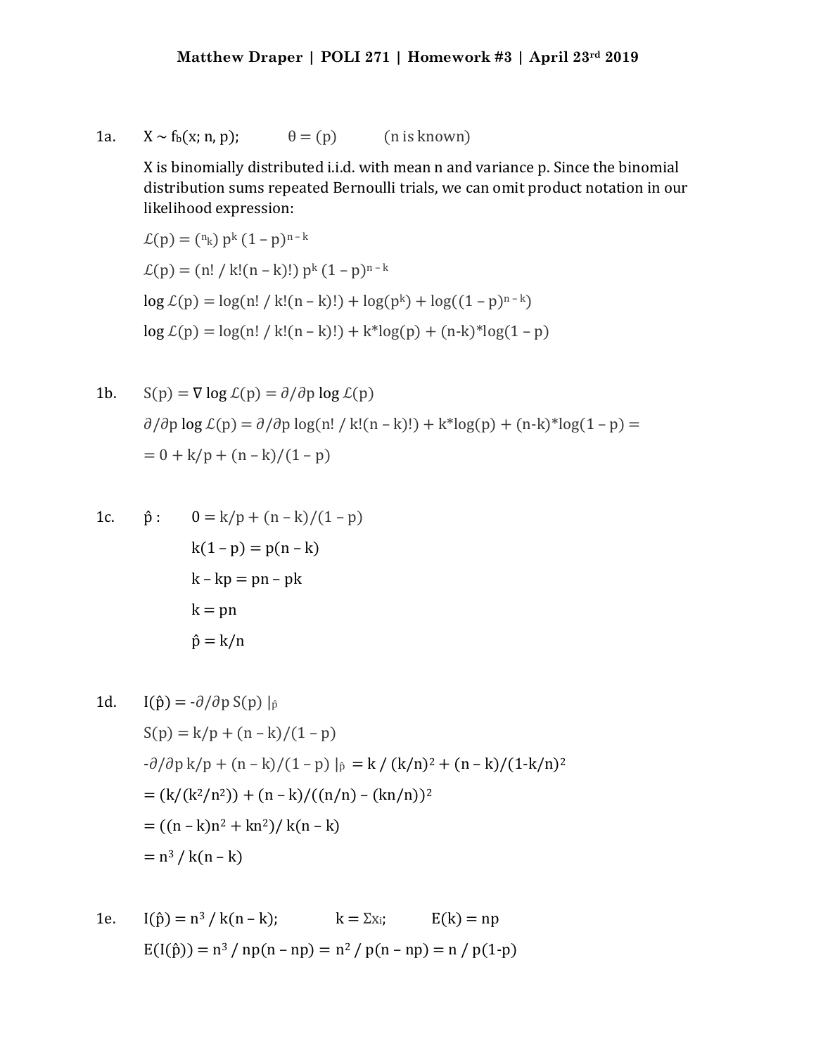**Matthew Draper | POLI 271 | Homework #3 | April 23rd 2019**

1a. $X \sim f_b(x; n, p)$; $\theta = (p)$ (n is known)

X is binomially distributed i.i.d. with mean n and variance p. Since the binomial distribution sums repeated Bernoulli trials, we can omit product notation in our likelihood expression:

$\mathcal{L}(p) = ({}^{n}{}_{k})\, p^k\, (1 - p)^{n-k}$

$\mathcal{L}(p) = (n! / k!(n - k)!)\, p^k\, (1 - p)^{n-k}$

$\log \mathcal{L}(p) = \log(n! / k!(n - k)!) + \log(p^k) + \log((1 - p)^{n-k})$

$\log \mathcal{L}(p) = \log(n! / k!(n - k)!) + k*\log(p) + (n\text{-}k)*\log(1 - p)$

1b. $S(p) = \nabla \log \mathcal{L}(p) = \partial/\partial p \log \mathcal{L}(p)$

$\partial/\partial p \log \mathcal{L}(p) = \partial/\partial p \log(n! / k!(n - k)!) + k*\log(p) + (n\text{-}k)*\log(1 - p) =$

$= 0 + k/p + (n - k)/(1 - p)$

1c. $\hat{p}$ : $0 = k/p + (n - k)/(1 - p)$

$k(1 - p) = p(n - k)$

$k - kp = pn - pk$

$k = pn$

$\hat{p} = k/n$

1d. $I(\hat{p}) = -\partial/\partial p\, S(p)\, |_{\hat{p}}$

$S(p) = k/p + (n - k)/(1 - p)$

$-\partial/\partial p\, k/p + (n - k)/(1 - p)\, |_{\hat{p}} = k / (k/n)^2 + (n - k)/(1\text{-}k/n)^2$

$= (k/(k^2/n^2)) + (n - k)/((n/n) - (kn/n))^2$

$= ((n - k)n^2 + kn^2)/ k(n - k)$

$= n^3 / k(n - k)$

1e. $I(\hat{p}) = n^3 / k(n - k)$; $k = \Sigma x_i$; $E(k) = np$

$E(I(\hat{p})) = n^3 / np(n - np) = n^2 / p(n - np) = n / p(1\text{-}p)$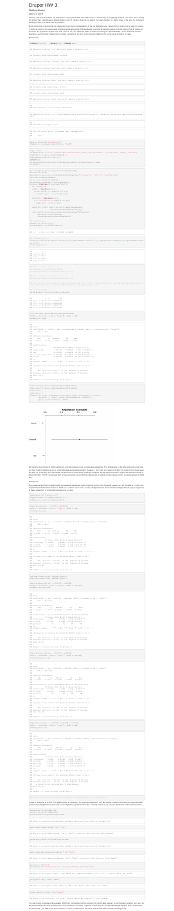# Draper HW 3

Matthew Draper

April 22, 2019

Regression Estimates